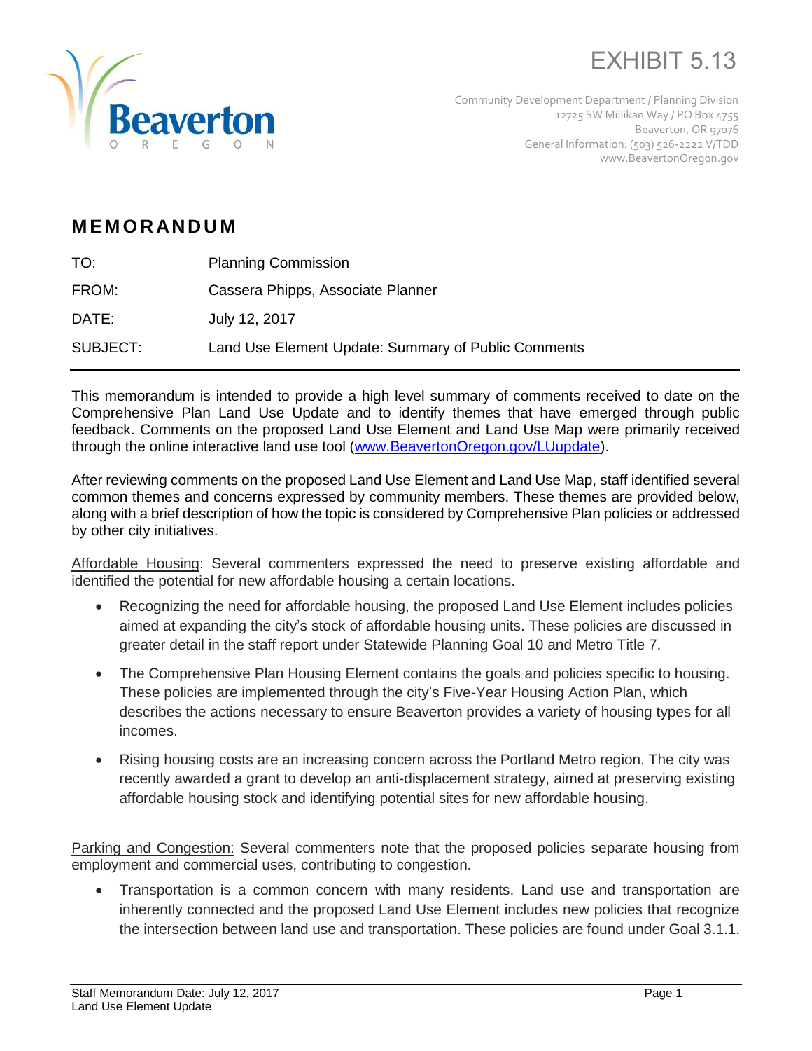EXHIBIT 5.13

Beaverton OREGON

Community Development Department / Planning Division
12725 SW Millikan Way / PO Box 4755
Beaverton, OR 97076
General Information: (503) 526-2222 V/TDD
www.BeavertonOregon.gov

## MEMORANDUM

| | |
|---|---|
| TO: | Planning Commission |
| FROM: | Cassera Phipps, Associate Planner |
| DATE: | July 12, 2017 |
| SUBJECT: | Land Use Element Update: Summary of Public Comments |

This memorandum is intended to provide a high level summary of comments received to date on the Comprehensive Plan Land Use Update and to identify themes that have emerged through public feedback. Comments on the proposed Land Use Element and Land Use Map were primarily received through the online interactive land use tool (www.BeavertonOregon.gov/LUupdate).

After reviewing comments on the proposed Land Use Element and Land Use Map, staff identified several common themes and concerns expressed by community members. These themes are provided below, along with a brief description of how the topic is considered by Comprehensive Plan policies or addressed by other city initiatives.

Affordable Housing: Several commenters expressed the need to preserve existing affordable and identified the potential for new affordable housing a certain locations.

- Recognizing the need for affordable housing, the proposed Land Use Element includes policies aimed at expanding the city's stock of affordable housing units. These policies are discussed in greater detail in the staff report under Statewide Planning Goal 10 and Metro Title 7.
- The Comprehensive Plan Housing Element contains the goals and policies specific to housing. These policies are implemented through the city's Five-Year Housing Action Plan, which describes the actions necessary to ensure Beaverton provides a variety of housing types for all incomes.
- Rising housing costs are an increasing concern across the Portland Metro region. The city was recently awarded a grant to develop an anti-displacement strategy, aimed at preserving existing affordable housing stock and identifying potential sites for new affordable housing.

Parking and Congestion: Several commenters note that the proposed policies separate housing from employment and commercial uses, contributing to congestion.

- Transportation is a common concern with many residents. Land use and transportation are inherently connected and the proposed Land Use Element includes new policies that recognize the intersection between land use and transportation. These policies are found under Goal 3.1.1.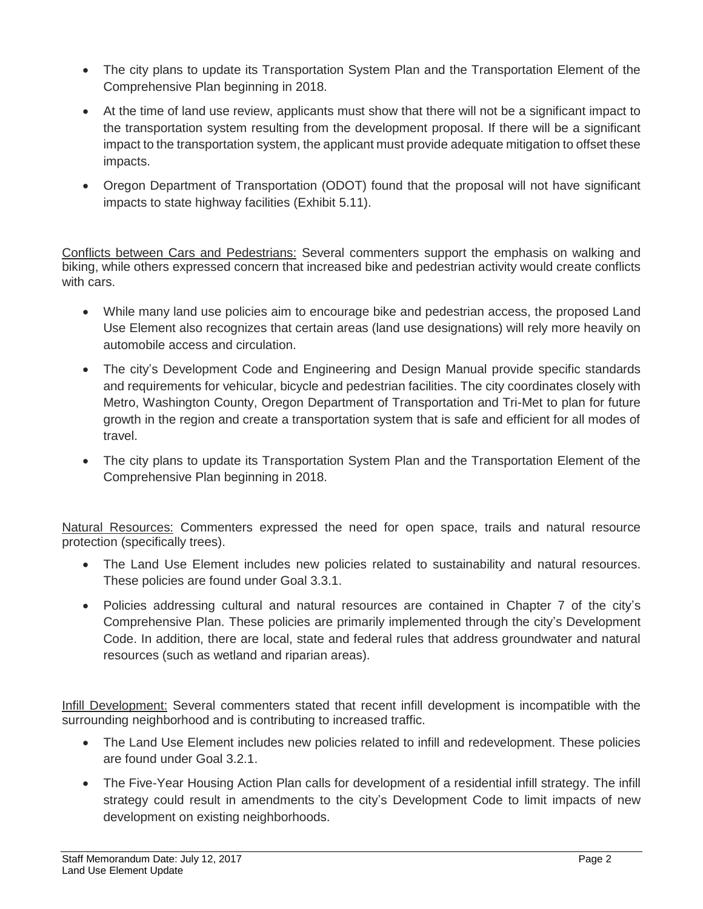- The city plans to update its Transportation System Plan and the Transportation Element of the Comprehensive Plan beginning in 2018.
- At the time of land use review, applicants must show that there will not be a significant impact to the transportation system resulting from the development proposal. If there will be a significant impact to the transportation system, the applicant must provide adequate mitigation to offset these impacts.
- Oregon Department of Transportation (ODOT) found that the proposal will not have significant impacts to state highway facilities (Exhibit 5.11).

<u>Conflicts between Cars and Pedestrians:</u> Several commenters support the emphasis on walking and biking, while others expressed concern that increased bike and pedestrian activity would create conflicts with cars.

- While many land use policies aim to encourage bike and pedestrian access, the proposed Land Use Element also recognizes that certain areas (land use designations) will rely more heavily on automobile access and circulation.
- The city's Development Code and Engineering and Design Manual provide specific standards and requirements for vehicular, bicycle and pedestrian facilities. The city coordinates closely with Metro, Washington County, Oregon Department of Transportation and Tri-Met to plan for future growth in the region and create a transportation system that is safe and efficient for all modes of travel.
- The city plans to update its Transportation System Plan and the Transportation Element of the Comprehensive Plan beginning in 2018.

<u>Natural Resources:</u> Commenters expressed the need for open space, trails and natural resource protection (specifically trees).

- The Land Use Element includes new policies related to sustainability and natural resources. These policies are found under Goal 3.3.1.
- Policies addressing cultural and natural resources are contained in Chapter 7 of the city's Comprehensive Plan. These policies are primarily implemented through the city's Development Code. In addition, there are local, state and federal rules that address groundwater and natural resources (such as wetland and riparian areas).

<u>Infill Development:</u> Several commenters stated that recent infill development is incompatible with the surrounding neighborhood and is contributing to increased traffic.

- The Land Use Element includes new policies related to infill and redevelopment. These policies are found under Goal 3.2.1.
- The Five-Year Housing Action Plan calls for development of a residential infill strategy. The infill strategy could result in amendments to the city's Development Code to limit impacts of new development on existing neighborhoods.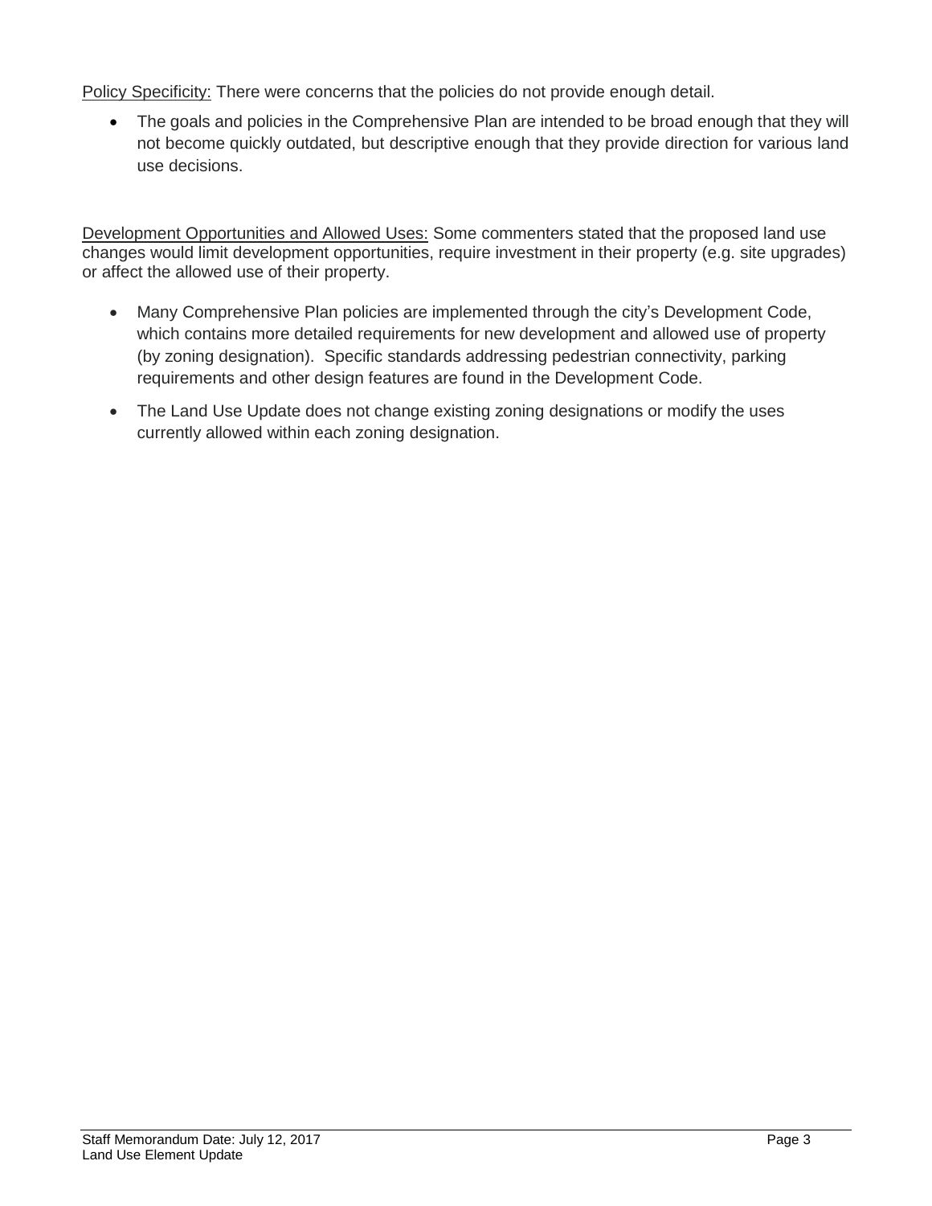Policy Specificity: There were concerns that the policies do not provide enough detail.

- The goals and policies in the Comprehensive Plan are intended to be broad enough that they will not become quickly outdated, but descriptive enough that they provide direction for various land use decisions.

Development Opportunities and Allowed Uses: Some commenters stated that the proposed land use changes would limit development opportunities, require investment in their property (e.g. site upgrades) or affect the allowed use of their property.

- Many Comprehensive Plan policies are implemented through the city's Development Code, which contains more detailed requirements for new development and allowed use of property (by zoning designation). Specific standards addressing pedestrian connectivity, parking requirements and other design features are found in the Development Code.
- The Land Use Update does not change existing zoning designations or modify the uses currently allowed within each zoning designation.